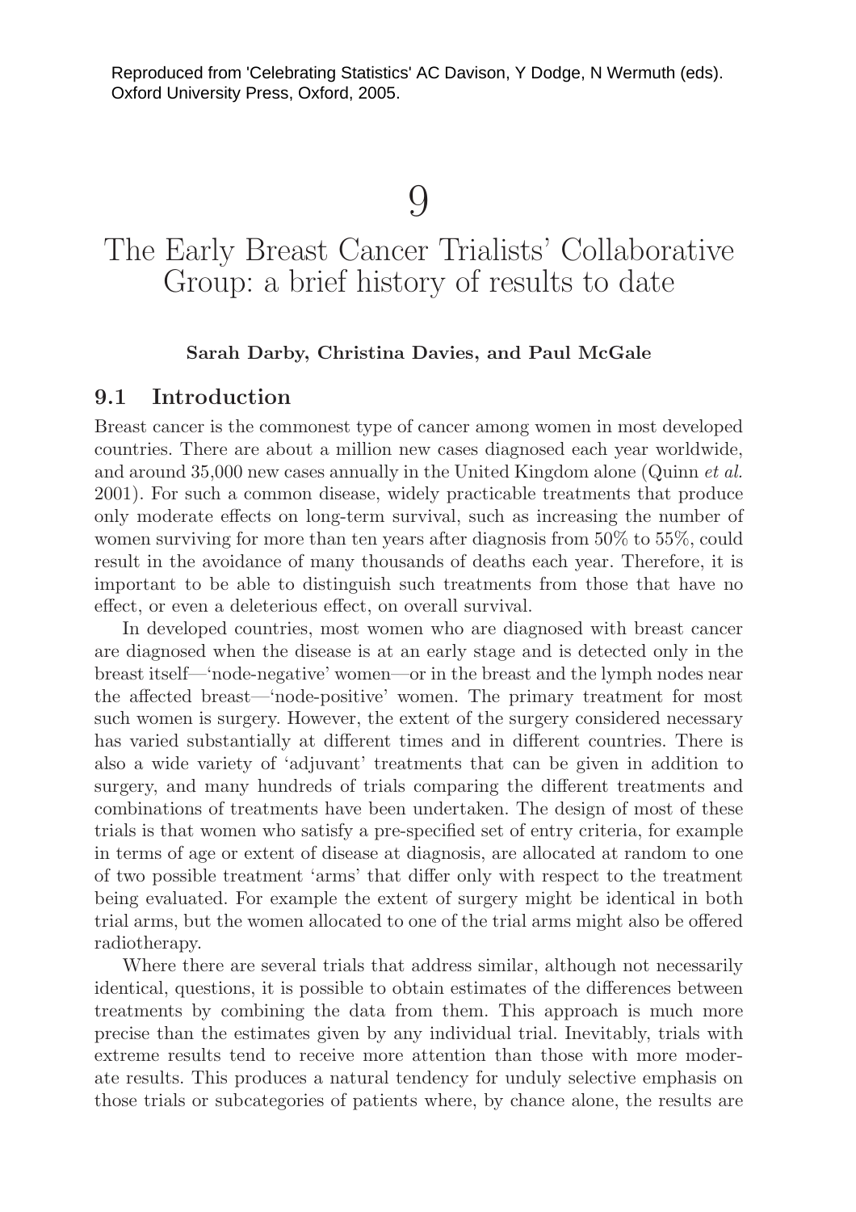Reproduced from 'Celebrating Statistics' AC Davison, Y Dodge, N Wermuth (eds). Oxford University Press, Oxford, 2005.

# 9

# The Early Breast Cancer Trialists' Collaborative Group: a brief history of results to date

**Sarah Darby, Christina Davies, and Paul McGale**

## 9.1 Introduction

Breast cancer is the commonest type of cancer among women in most developed countries. There are about a million new cases diagnosed each year worldwide, and around 35,000 new cases annually in the United Kingdom alone (Quinn *et al.* 2001). For such a common disease, widely practicable treatments that produce only moderate effects on long-term survival, such as increasing the number of women surviving for more than ten years after diagnosis from 50% to 55%, could result in the avoidance of many thousands of deaths each year. Therefore, it is important to be able to distinguish such treatments from those that have no effect, or even a deleterious effect, on overall survival.

In developed countries, most women who are diagnosed with breast cancer are diagnosed when the disease is at an early stage and is detected only in the breast itself—'node-negative' women—or in the breast and the lymph nodes near the affected breast—'node-positive' women. The primary treatment for most such women is surgery. However, the extent of the surgery considered necessary has varied substantially at different times and in different countries. There is also a wide variety of 'adjuvant' treatments that can be given in addition to surgery, and many hundreds of trials comparing the different treatments and combinations of treatments have been undertaken. The design of most of these trials is that women who satisfy a pre-specified set of entry criteria, for example in terms of age or extent of disease at diagnosis, are allocated at random to one of two possible treatment 'arms' that differ only with respect to the treatment being evaluated. For example the extent of surgery might be identical in both trial arms, but the women allocated to one of the trial arms might also be offered radiotherapy.

Where there are several trials that address similar, although not necessarily identical, questions, it is possible to obtain estimates of the differences between treatments by combining the data from them. This approach is much more precise than the estimates given by any individual trial. Inevitably, trials with extreme results tend to receive more attention than those with more moderate results. This produces a natural tendency for unduly selective emphasis on those trials or subcategories of patients where, by chance alone, the results are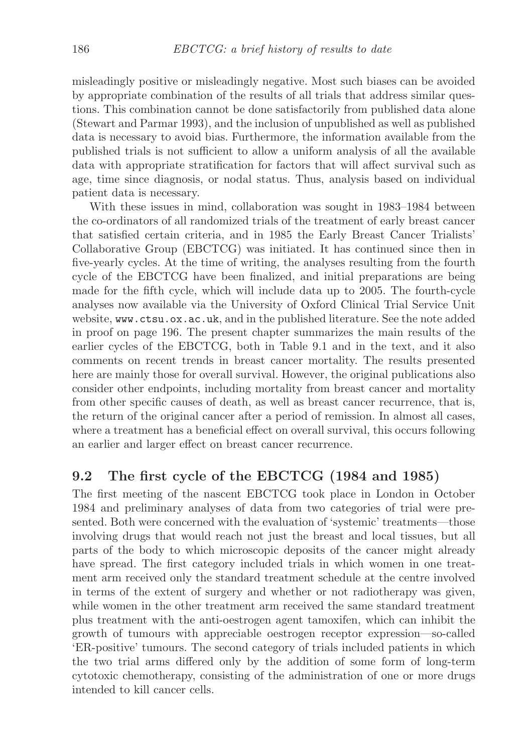misleadingly positive or misleadingly negative. Most such biases can be avoided by appropriate combination of the results of all trials that address similar questions. This combination cannot be done satisfactorily from published data alone (Stewart and Parmar 1993), and the inclusion of unpublished as well as published data is necessary to avoid bias. Furthermore, the information available from the published trials is not sufficient to allow a uniform analysis of all the available data with appropriate stratification for factors that will affect survival such as age, time since diagnosis, or nodal status. Thus, analysis based on individual patient data is necessary.

With these issues in mind, collaboration was sought in 1983–1984 between the co-ordinators of all randomized trials of the treatment of early breast cancer that satisfied certain criteria, and in 1985 the Early Breast Cancer Trialists' Collaborative Group (EBCTCG) was initiated. It has continued since then in five-yearly cycles. At the time of writing, the analyses resulting from the fourth cycle of the EBCTCG have been finalized, and initial preparations are being made for the fifth cycle, which will include data up to 2005. The fourth-cycle analyses now available via the University of Oxford Clinical Trial Service Unit website, `www.ctsu.ox.ac.uk`, and in the published literature. See the note added in proof on page 196. The present chapter summarizes the main results of the earlier cycles of the EBCTCG, both in Table 9.1 and in the text, and it also comments on recent trends in breast cancer mortality. The results presented here are mainly those for overall survival. However, the original publications also consider other endpoints, including mortality from breast cancer and mortality from other specific causes of death, as well as breast cancer recurrence, that is, the return of the original cancer after a period of remission. In almost all cases, where a treatment has a beneficial effect on overall survival, this occurs following an earlier and larger effect on breast cancer recurrence.

## 9.2 The first cycle of the EBCTCG (1984 and 1985)

The first meeting of the nascent EBCTCG took place in London in October 1984 and preliminary analyses of data from two categories of trial were presented. Both were concerned with the evaluation of 'systemic' treatments—those involving drugs that would reach not just the breast and local tissues, but all parts of the body to which microscopic deposits of the cancer might already have spread. The first category included trials in which women in one treatment arm received only the standard treatment schedule at the centre involved in terms of the extent of surgery and whether or not radiotherapy was given, while women in the other treatment arm received the same standard treatment plus treatment with the anti-oestrogen agent tamoxifen, which can inhibit the growth of tumours with appreciable oestrogen receptor expression—so-called 'ER-positive' tumours. The second category of trials included patients in which the two trial arms differed only by the addition of some form of long-term cytotoxic chemotherapy, consisting of the administration of one or more drugs intended to kill cancer cells.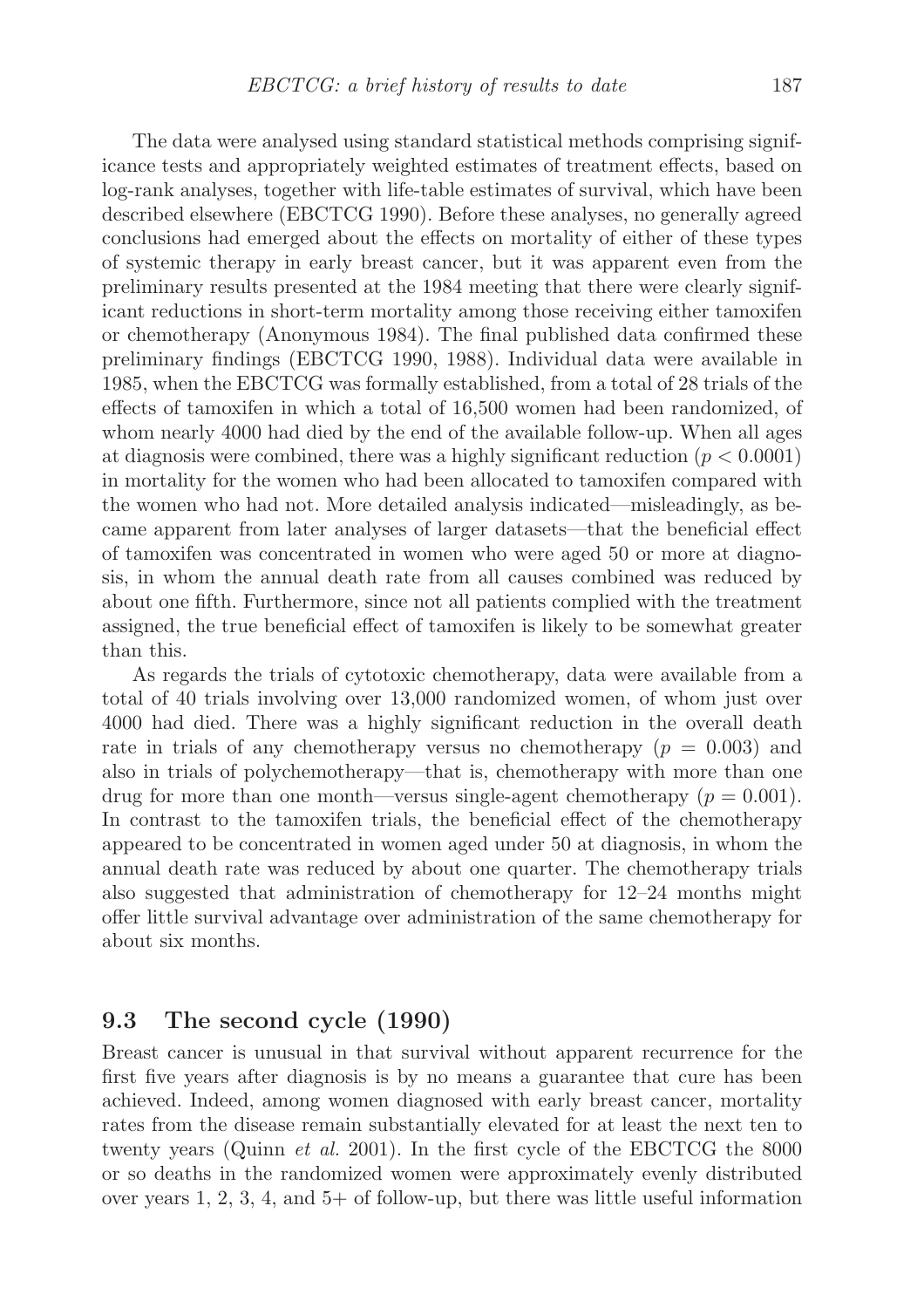The data were analysed using standard statistical methods comprising significance tests and appropriately weighted estimates of treatment effects, based on log-rank analyses, together with life-table estimates of survival, which have been described elsewhere (EBCTCG 1990). Before these analyses, no generally agreed conclusions had emerged about the effects on mortality of either of these types of systemic therapy in early breast cancer, but it was apparent even from the preliminary results presented at the 1984 meeting that there were clearly significant reductions in short-term mortality among those receiving either tamoxifen or chemotherapy (Anonymous 1984). The final published data confirmed these preliminary findings (EBCTCG 1990, 1988). Individual data were available in 1985, when the EBCTCG was formally established, from a total of 28 trials of the effects of tamoxifen in which a total of 16,500 women had been randomized, of whom nearly 4000 had died by the end of the available follow-up. When all ages at diagnosis were combined, there was a highly significant reduction ($p < 0.0001$) in mortality for the women who had been allocated to tamoxifen compared with the women who had not. More detailed analysis indicated—misleadingly, as became apparent from later analyses of larger datasets—that the beneficial effect of tamoxifen was concentrated in women who were aged 50 or more at diagnosis, in whom the annual death rate from all causes combined was reduced by about one fifth. Furthermore, since not all patients complied with the treatment assigned, the true beneficial effect of tamoxifen is likely to be somewhat greater than this.

As regards the trials of cytotoxic chemotherapy, data were available from a total of 40 trials involving over 13,000 randomized women, of whom just over 4000 had died. There was a highly significant reduction in the overall death rate in trials of any chemotherapy versus no chemotherapy ($p = 0.003$) and also in trials of polychemotherapy—that is, chemotherapy with more than one drug for more than one month—versus single-agent chemotherapy ($p = 0.001$). In contrast to the tamoxifen trials, the beneficial effect of the chemotherapy appeared to be concentrated in women aged under 50 at diagnosis, in whom the annual death rate was reduced by about one quarter. The chemotherapy trials also suggested that administration of chemotherapy for 12–24 months might offer little survival advantage over administration of the same chemotherapy for about six months.

## 9.3 The second cycle (1990)

Breast cancer is unusual in that survival without apparent recurrence for the first five years after diagnosis is by no means a guarantee that cure has been achieved. Indeed, among women diagnosed with early breast cancer, mortality rates from the disease remain substantially elevated for at least the next ten to twenty years (Quinn *et al.* 2001). In the first cycle of the EBCTCG the 8000 or so deaths in the randomized women were approximately evenly distributed over years 1, 2, 3, 4, and 5+ of follow-up, but there was little useful information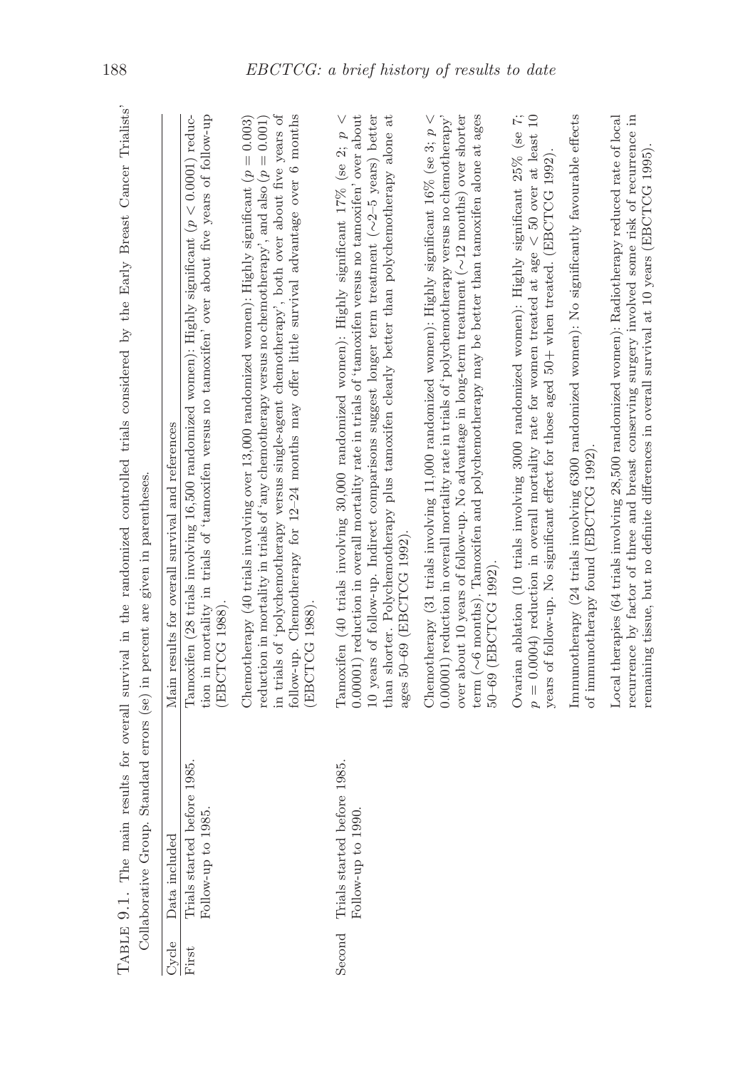TABLE 9.1. The main results for overall survival in the randomized controlled trials considered by the Early Breast Cancer Trialists' Collaborative Group. Standard errors (se) in percent are given in parentheses.

| Cycle | Data included | Main results for overall survival and references |
|---|---|---|
| First | Trials started before 1985. Follow-up to 1985. | Tamoxifen (28 trials involving 16,500 randomized women): Highly significant ($p < 0.0001$) reduction in mortality in trials of 'tamoxifen versus no tamoxifen' over about five years of follow-up (EBCTCG 1988). |
| | | Chemotherapy (40 trials involving over 13,000 randomized women): Highly significant ($p = 0.003$) reduction in mortality in trials of 'any chemotherapy versus no chemotherapy', and also ($p = 0.001$) in trials of 'polychemotherapy versus single-agent chemotherapy', both over about five years of follow-up. Chemotherapy for 12–24 months may offer little survival advantage over 6 months (EBCTCG 1988). |
| Second | Trials started before 1985. Follow-up to 1990. | Tamoxifen (40 trials involving 30,000 randomized women): Highly significant 17% (se 2; $p < 0.00001$) reduction in overall mortality rate in trials of 'tamoxifen versus no tamoxifen' over about 10 years of follow-up. Indirect comparisons suggest longer term treatment (~2–5 years) better than shorter. Polychemotherapy plus tamoxifen clearly better than polychemotherapy alone at ages 50–69 (EBCTCG 1992). |
| | | Chemotherapy (31 trials involving 11,000 randomized women): Highly significant 16% (se 3; $p < 0.00001$) reduction in overall mortality rate in trials of 'polychemotherapy versus no chemotherapy' over about 10 years of follow-up. No advantage in long-term treatment (~12 months) over shorter term (~6 months). Tamoxifen and polychemotherapy may be better than tamoxifen alone at ages 50–69 (EBCTCG 1992). |
| | | Ovarian ablation (10 trials involving 3000 randomized women): Highly significant 25% (se 7; $p = 0.0004$) reduction in overall mortality rate for women treated at age $< 50$ over at least 10 years of follow-up. No significant effect for those aged 50+ when treated. (EBCTCG 1992). |
| | | Immunotherapy (24 trials involving 6300 randomized women): No significantly favourable effects of immunotherapy found (EBCTCG 1992). |
| | | Local therapies (64 trials involving 28,500 randomized women): Radiotherapy reduced rate of local recurrence by factor of three and breast conserving surgery involved some risk of recurrence in remaining tissue, but no definite differences in overall survival at 10 years (EBCTCG 1995). |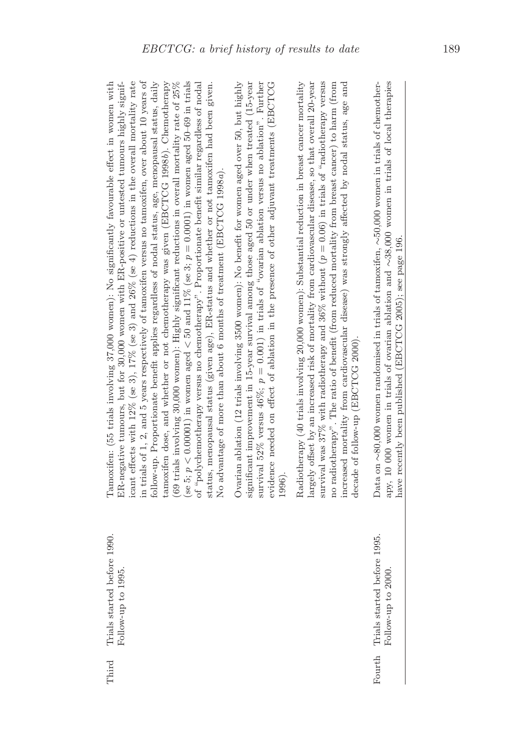| | | |
|---|---|---|
| Third | Trials started before 1990. Follow-up to 1995. | Tamoxifen: (55 trials involving 37,000 women): No significantly favourable effect in women with ER-negative tumours, but for 30,000 women with ER-positive or untested tumours highly significant effects with 12% (se 3), 17% (se 3) and 26% (se 4) reductions in the overall mortality rate in trials of 1, 2, and 5 years respectively of tamoxifen versus no tamoxifen, over about 10 years of follow-up. Proportionate benefit applies regardless of nodal status, age, menopausal status, daily tamoxifen dose, and whether or not chemotherapy was given (EBCTCG 1998*b*). Chemotherapy (69 trials involving 30,000 women): Highly significant reductions in overall mortality rate of 25% (se 5; $p < 0.00001$) in women aged $< 50$ and 11% (se 3; $p = 0.0001$) in women aged 50–69 in trials of "polychemotherapy versus no chemotherapy". Proportionate benefit similar regardless of nodal status, menopausal status (given age), ER-status and whether or not tamoxifen had been given. No advantage of more than about 6 months of treatment (EBCTCG 1998*a*).<br><br>Ovarian ablation (12 trials involving 3500 women): No benefit for women aged over 50, but highly significant improvement in 15-year survival among those aged 50 or under when treated (15-year survival 52% versus 46%; $p = 0.001$) in trials of "ovarian ablation versus no ablation". Further evidence needed on effect of ablation in the presence of other adjuvant treatments (EBCTCG 1996).<br><br>Radiotherapy (40 trials involving 20,000 women): Substantial reduction in breast cancer mortality largely offset by an increased risk of mortality from cardiovascular disease, so that overall 20-year survival was 37% with radiotherapy and 36% without ($p = 0.06$) in trials of "radiotherapy versus no radiotherapy". The ratio of benefit (from reduced mortality from breast cancer) to harm (from increased mortality from cardiovascular disease) was strongly affected by nodal status, age and decade of follow-up (EBCTCG 2000). |
| Fourth | Trials started before 1995. Follow-up to 2000. | Data on ~80,000 women randomised in trials of tamoxifen, ~50,000 women in trials of chemotherapy, 10 000 women in trials of ovarian ablation and ~38,000 women in trials of local therapies have recently been published (EBCTCG 2005); see page 196. |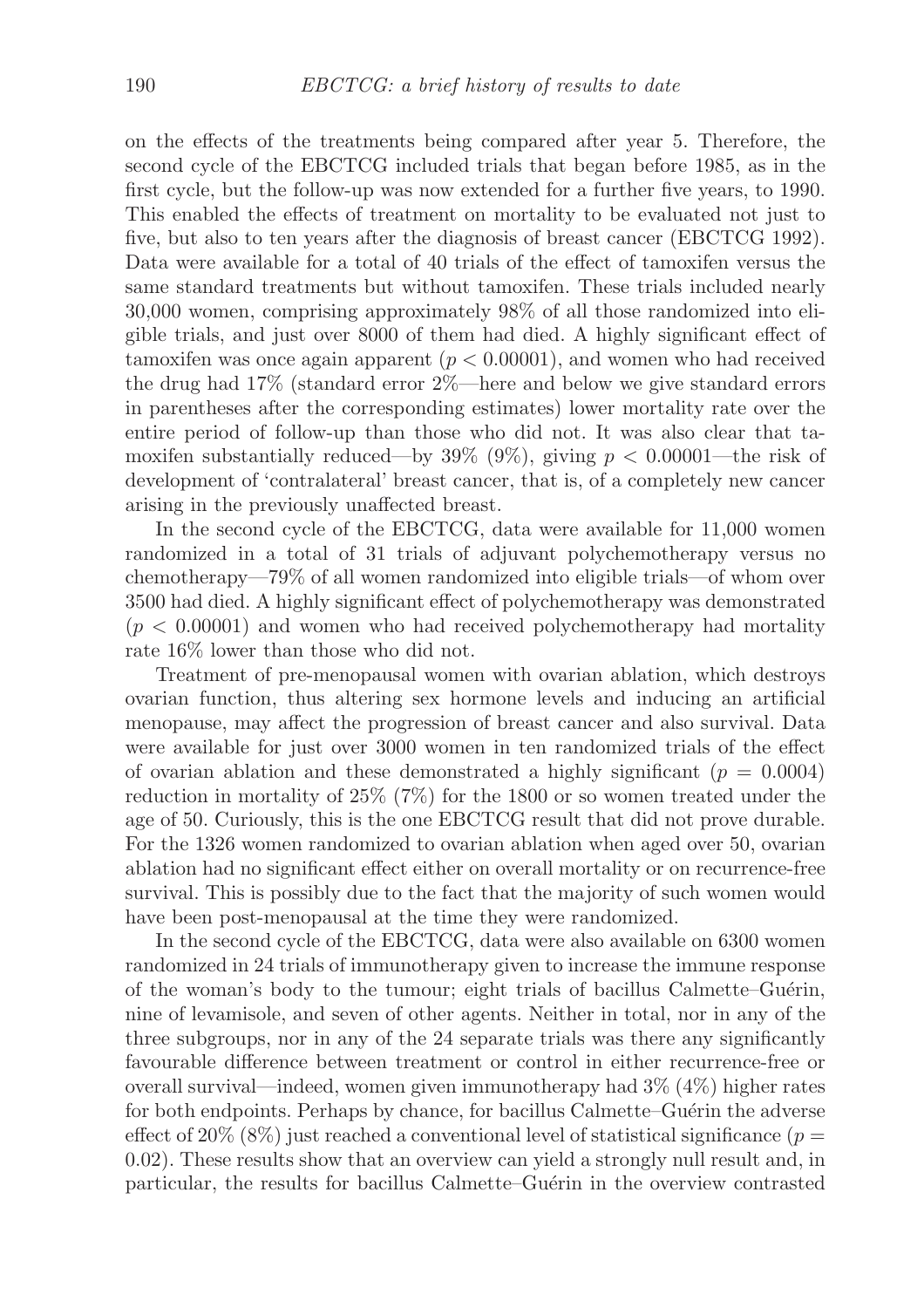on the effects of the treatments being compared after year 5. Therefore, the second cycle of the EBCTCG included trials that began before 1985, as in the first cycle, but the follow-up was now extended for a further five years, to 1990. This enabled the effects of treatment on mortality to be evaluated not just to five, but also to ten years after the diagnosis of breast cancer (EBCTCG 1992). Data were available for a total of 40 trials of the effect of tamoxifen versus the same standard treatments but without tamoxifen. These trials included nearly 30,000 women, comprising approximately 98% of all those randomized into eligible trials, and just over 8000 of them had died. A highly significant effect of tamoxifen was once again apparent ($p < 0.00001$), and women who had received the drug had 17% (standard error 2%—here and below we give standard errors in parentheses after the corresponding estimates) lower mortality rate over the entire period of follow-up than those who did not. It was also clear that tamoxifen substantially reduced—by 39% (9%), giving $p < 0.00001$—the risk of development of 'contralateral' breast cancer, that is, of a completely new cancer arising in the previously unaffected breast.

In the second cycle of the EBCTCG, data were available for 11,000 women randomized in a total of 31 trials of adjuvant polychemotherapy versus no chemotherapy—79% of all women randomized into eligible trials—of whom over 3500 had died. A highly significant effect of polychemotherapy was demonstrated ($p < 0.00001$) and women who had received polychemotherapy had mortality rate 16% lower than those who did not.

Treatment of pre-menopausal women with ovarian ablation, which destroys ovarian function, thus altering sex hormone levels and inducing an artificial menopause, may affect the progression of breast cancer and also survival. Data were available for just over 3000 women in ten randomized trials of the effect of ovarian ablation and these demonstrated a highly significant ($p = 0.0004$) reduction in mortality of 25% (7%) for the 1800 or so women treated under the age of 50. Curiously, this is the one EBCTCG result that did not prove durable. For the 1326 women randomized to ovarian ablation when aged over 50, ovarian ablation had no significant effect either on overall mortality or on recurrence-free survival. This is possibly due to the fact that the majority of such women would have been post-menopausal at the time they were randomized.

In the second cycle of the EBCTCG, data were also available on 6300 women randomized in 24 trials of immunotherapy given to increase the immune response of the woman's body to the tumour; eight trials of bacillus Calmette–Guérin, nine of levamisole, and seven of other agents. Neither in total, nor in any of the three subgroups, nor in any of the 24 separate trials was there any significantly favourable difference between treatment or control in either recurrence-free or overall survival—indeed, women given immunotherapy had 3% (4%) higher rates for both endpoints. Perhaps by chance, for bacillus Calmette–Guérin the adverse effect of 20% (8%) just reached a conventional level of statistical significance ($p = 0.02$). These results show that an overview can yield a strongly null result and, in particular, the results for bacillus Calmette–Guérin in the overview contrasted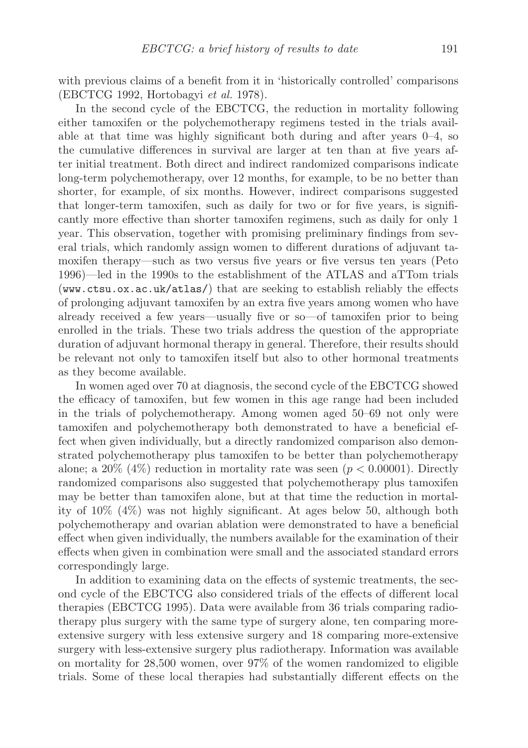with previous claims of a benefit from it in 'historically controlled' comparisons (EBCTCG 1992, Hortobagyi *et al.* 1978).

In the second cycle of the EBCTCG, the reduction in mortality following either tamoxifen or the polychemotherapy regimens tested in the trials available at that time was highly significant both during and after years 0–4, so the cumulative differences in survival are larger at ten than at five years after initial treatment. Both direct and indirect randomized comparisons indicate long-term polychemotherapy, over 12 months, for example, to be no better than shorter, for example, of six months. However, indirect comparisons suggested that longer-term tamoxifen, such as daily for two or for five years, is significantly more effective than shorter tamoxifen regimens, such as daily for only 1 year. This observation, together with promising preliminary findings from several trials, which randomly assign women to different durations of adjuvant tamoxifen therapy—such as two versus five years or five versus ten years (Peto 1996)—led in the 1990s to the establishment of the ATLAS and aTTom trials (`www.ctsu.ox.ac.uk/atlas/`) that are seeking to establish reliably the effects of prolonging adjuvant tamoxifen by an extra five years among women who have already received a few years—usually five or so—of tamoxifen prior to being enrolled in the trials. These two trials address the question of the appropriate duration of adjuvant hormonal therapy in general. Therefore, their results should be relevant not only to tamoxifen itself but also to other hormonal treatments as they become available.

In women aged over 70 at diagnosis, the second cycle of the EBCTCG showed the efficacy of tamoxifen, but few women in this age range had been included in the trials of polychemotherapy. Among women aged 50–69 not only were tamoxifen and polychemotherapy both demonstrated to have a beneficial effect when given individually, but a directly randomized comparison also demonstrated polychemotherapy plus tamoxifen to be better than polychemotherapy alone; a 20% (4%) reduction in mortality rate was seen ($p < 0.00001$). Directly randomized comparisons also suggested that polychemotherapy plus tamoxifen may be better than tamoxifen alone, but at that time the reduction in mortality of 10% (4%) was not highly significant. At ages below 50, although both polychemotherapy and ovarian ablation were demonstrated to have a beneficial effect when given individually, the numbers available for the examination of their effects when given in combination were small and the associated standard errors correspondingly large.

In addition to examining data on the effects of systemic treatments, the second cycle of the EBCTCG also considered trials of the effects of different local therapies (EBCTCG 1995). Data were available from 36 trials comparing radiotherapy plus surgery with the same type of surgery alone, ten comparing more-extensive surgery with less extensive surgery and 18 comparing more-extensive surgery with less-extensive surgery plus radiotherapy. Information was available on mortality for 28,500 women, over 97% of the women randomized to eligible trials. Some of these local therapies had substantially different effects on the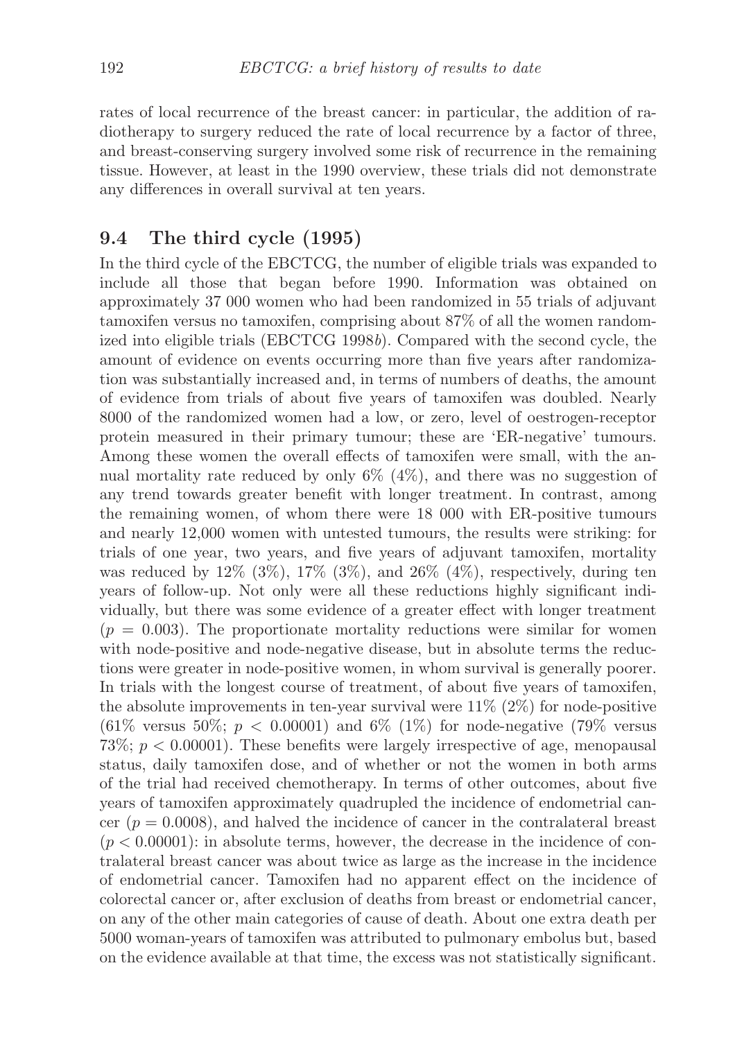rates of local recurrence of the breast cancer: in particular, the addition of radiotherapy to surgery reduced the rate of local recurrence by a factor of three, and breast-conserving surgery involved some risk of recurrence in the remaining tissue. However, at least in the 1990 overview, these trials did not demonstrate any differences in overall survival at ten years.

## 9.4 The third cycle (1995)

In the third cycle of the EBCTCG, the number of eligible trials was expanded to include all those that began before 1990. Information was obtained on approximately 37 000 women who had been randomized in 55 trials of adjuvant tamoxifen versus no tamoxifen, comprising about 87% of all the women randomized into eligible trials (EBCTCG 1998*b*). Compared with the second cycle, the amount of evidence on events occurring more than five years after randomization was substantially increased and, in terms of numbers of deaths, the amount of evidence from trials of about five years of tamoxifen was doubled. Nearly 8000 of the randomized women had a low, or zero, level of oestrogen-receptor protein measured in their primary tumour; these are 'ER-negative' tumours. Among these women the overall effects of tamoxifen were small, with the annual mortality rate reduced by only 6% (4%), and there was no suggestion of any trend towards greater benefit with longer treatment. In contrast, among the remaining women, of whom there were 18 000 with ER-positive tumours and nearly 12,000 women with untested tumours, the results were striking: for trials of one year, two years, and five years of adjuvant tamoxifen, mortality was reduced by 12% (3%), 17% (3%), and 26% (4%), respectively, during ten years of follow-up. Not only were all these reductions highly significant individually, but there was some evidence of a greater effect with longer treatment ($p = 0.003$). The proportionate mortality reductions were similar for women with node-positive and node-negative disease, but in absolute terms the reductions were greater in node-positive women, in whom survival is generally poorer. In trials with the longest course of treatment, of about five years of tamoxifen, the absolute improvements in ten-year survival were 11% (2%) for node-positive (61% versus 50%; $p < 0.00001$) and 6% (1%) for node-negative (79% versus 73%; $p < 0.00001$). These benefits were largely irrespective of age, menopausal status, daily tamoxifen dose, and of whether or not the women in both arms of the trial had received chemotherapy. In terms of other outcomes, about five years of tamoxifen approximately quadrupled the incidence of endometrial cancer ($p = 0.0008$), and halved the incidence of cancer in the contralateral breast ($p < 0.00001$): in absolute terms, however, the decrease in the incidence of contralateral breast cancer was about twice as large as the increase in the incidence of endometrial cancer. Tamoxifen had no apparent effect on the incidence of colorectal cancer or, after exclusion of deaths from breast or endometrial cancer, on any of the other main categories of cause of death. About one extra death per 5000 woman-years of tamoxifen was attributed to pulmonary embolus but, based on the evidence available at that time, the excess was not statistically significant.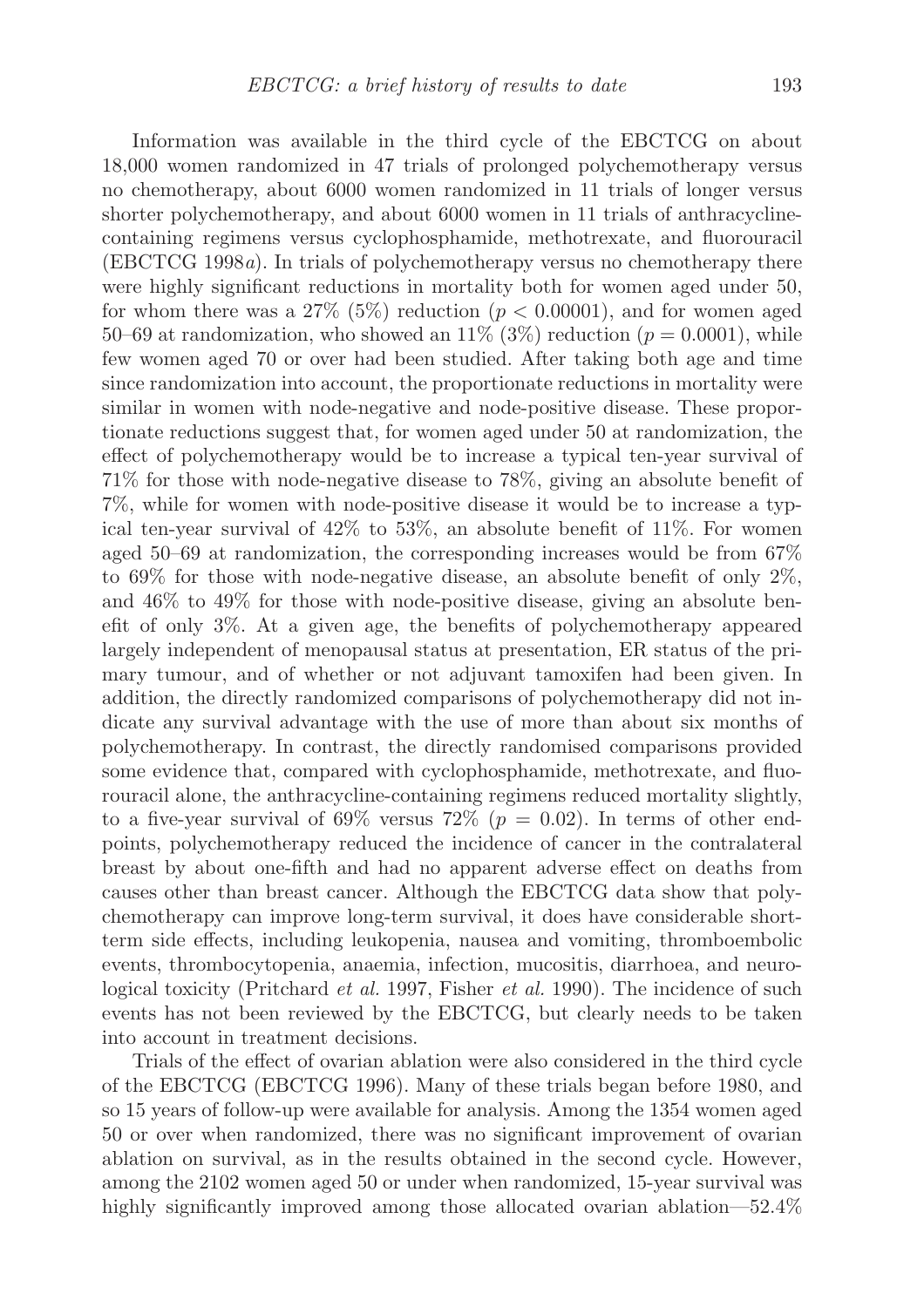Information was available in the third cycle of the EBCTCG on about 18,000 women randomized in 47 trials of prolonged polychemotherapy versus no chemotherapy, about 6000 women randomized in 11 trials of longer versus shorter polychemotherapy, and about 6000 women in 11 trials of anthracycline-containing regimens versus cyclophosphamide, methotrexate, and fluorouracil (EBCTCG 1998*a*). In trials of polychemotherapy versus no chemotherapy there were highly significant reductions in mortality both for women aged under 50, for whom there was a 27% (5%) reduction ($p < 0.00001$), and for women aged 50–69 at randomization, who showed an 11% (3%) reduction ($p = 0.0001$), while few women aged 70 or over had been studied. After taking both age and time since randomization into account, the proportionate reductions in mortality were similar in women with node-negative and node-positive disease. These proportionate reductions suggest that, for women aged under 50 at randomization, the effect of polychemotherapy would be to increase a typical ten-year survival of 71% for those with node-negative disease to 78%, giving an absolute benefit of 7%, while for women with node-positive disease it would be to increase a typical ten-year survival of 42% to 53%, an absolute benefit of 11%. For women aged 50–69 at randomization, the corresponding increases would be from 67% to 69% for those with node-negative disease, an absolute benefit of only 2%, and 46% to 49% for those with node-positive disease, giving an absolute benefit of only 3%. At a given age, the benefits of polychemotherapy appeared largely independent of menopausal status at presentation, ER status of the primary tumour, and of whether or not adjuvant tamoxifen had been given. In addition, the directly randomized comparisons of polychemotherapy did not indicate any survival advantage with the use of more than about six months of polychemotherapy. In contrast, the directly randomised comparisons provided some evidence that, compared with cyclophosphamide, methotrexate, and fluorouracil alone, the anthracycline-containing regimens reduced mortality slightly, to a five-year survival of 69% versus 72% ($p = 0.02$). In terms of other endpoints, polychemotherapy reduced the incidence of cancer in the contralateral breast by about one-fifth and had no apparent adverse effect on deaths from causes other than breast cancer. Although the EBCTCG data show that polychemotherapy can improve long-term survival, it does have considerable short-term side effects, including leukopenia, nausea and vomiting, thromboembolic events, thrombocytopenia, anaemia, infection, mucositis, diarrhoea, and neurological toxicity (Pritchard *et al.* 1997, Fisher *et al.* 1990). The incidence of such events has not been reviewed by the EBCTCG, but clearly needs to be taken into account in treatment decisions.

Trials of the effect of ovarian ablation were also considered in the third cycle of the EBCTCG (EBCTCG 1996). Many of these trials began before 1980, and so 15 years of follow-up were available for analysis. Among the 1354 women aged 50 or over when randomized, there was no significant improvement of ovarian ablation on survival, as in the results obtained in the second cycle. However, among the 2102 women aged 50 or under when randomized, 15-year survival was highly significantly improved among those allocated ovarian ablation—52.4%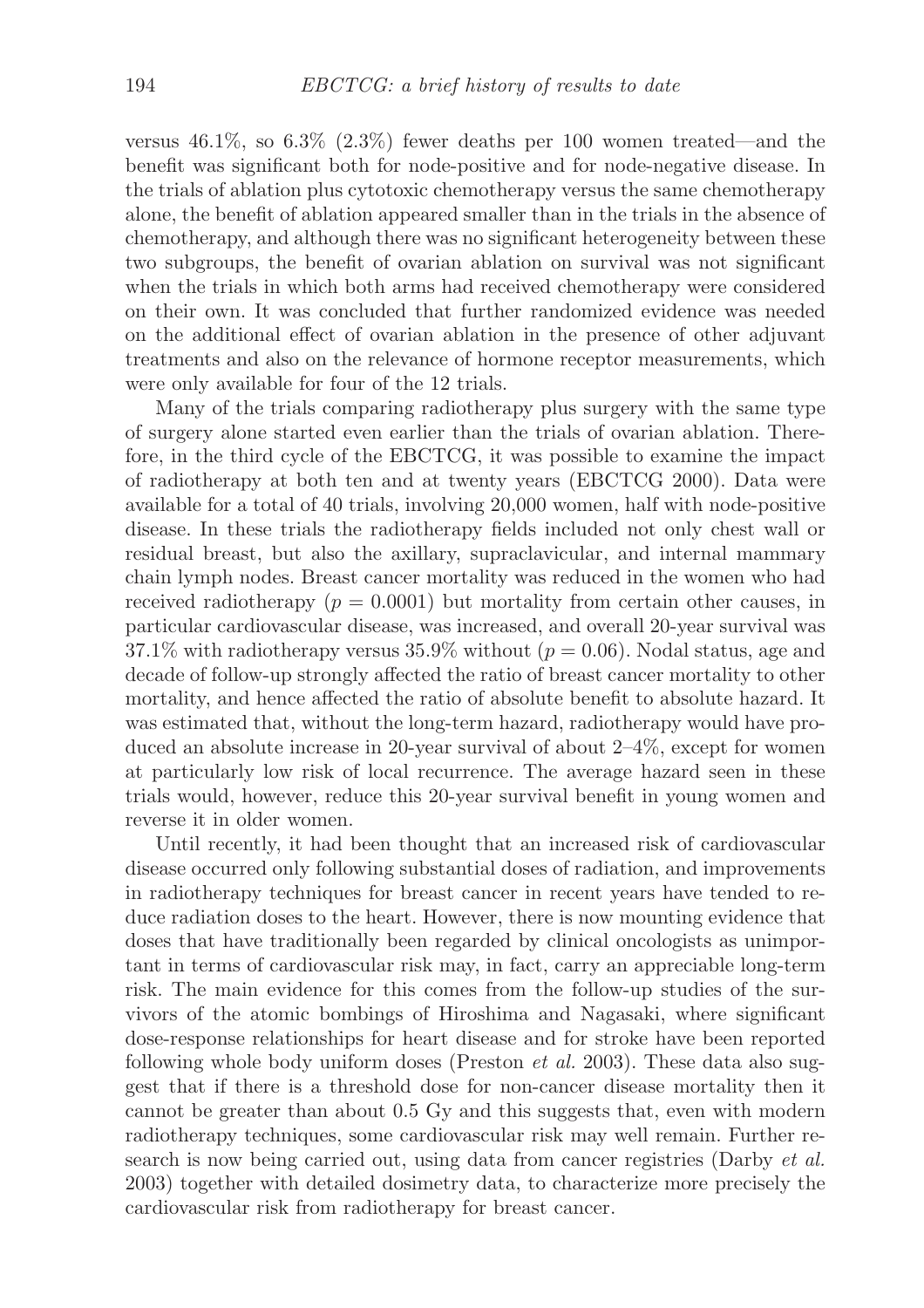versus 46.1%, so 6.3% (2.3%) fewer deaths per 100 women treated—and the benefit was significant both for node-positive and for node-negative disease. In the trials of ablation plus cytotoxic chemotherapy versus the same chemotherapy alone, the benefit of ablation appeared smaller than in the trials in the absence of chemotherapy, and although there was no significant heterogeneity between these two subgroups, the benefit of ovarian ablation on survival was not significant when the trials in which both arms had received chemotherapy were considered on their own. It was concluded that further randomized evidence was needed on the additional effect of ovarian ablation in the presence of other adjuvant treatments and also on the relevance of hormone receptor measurements, which were only available for four of the 12 trials.

Many of the trials comparing radiotherapy plus surgery with the same type of surgery alone started even earlier than the trials of ovarian ablation. Therefore, in the third cycle of the EBCTCG, it was possible to examine the impact of radiotherapy at both ten and at twenty years (EBCTCG 2000). Data were available for a total of 40 trials, involving 20,000 women, half with node-positive disease. In these trials the radiotherapy fields included not only chest wall or residual breast, but also the axillary, supraclavicular, and internal mammary chain lymph nodes. Breast cancer mortality was reduced in the women who had received radiotherapy ($p = 0.0001$) but mortality from certain other causes, in particular cardiovascular disease, was increased, and overall 20-year survival was 37.1% with radiotherapy versus 35.9% without ($p = 0.06$). Nodal status, age and decade of follow-up strongly affected the ratio of breast cancer mortality to other mortality, and hence affected the ratio of absolute benefit to absolute hazard. It was estimated that, without the long-term hazard, radiotherapy would have produced an absolute increase in 20-year survival of about 2–4%, except for women at particularly low risk of local recurrence. The average hazard seen in these trials would, however, reduce this 20-year survival benefit in young women and reverse it in older women.

Until recently, it had been thought that an increased risk of cardiovascular disease occurred only following substantial doses of radiation, and improvements in radiotherapy techniques for breast cancer in recent years have tended to reduce radiation doses to the heart. However, there is now mounting evidence that doses that have traditionally been regarded by clinical oncologists as unimportant in terms of cardiovascular risk may, in fact, carry an appreciable long-term risk. The main evidence for this comes from the follow-up studies of the survivors of the atomic bombings of Hiroshima and Nagasaki, where significant dose-response relationships for heart disease and for stroke have been reported following whole body uniform doses (Preston *et al.* 2003). These data also suggest that if there is a threshold dose for non-cancer disease mortality then it cannot be greater than about 0.5 Gy and this suggests that, even with modern radiotherapy techniques, some cardiovascular risk may well remain. Further research is now being carried out, using data from cancer registries (Darby *et al.* 2003) together with detailed dosimetry data, to characterize more precisely the cardiovascular risk from radiotherapy for breast cancer.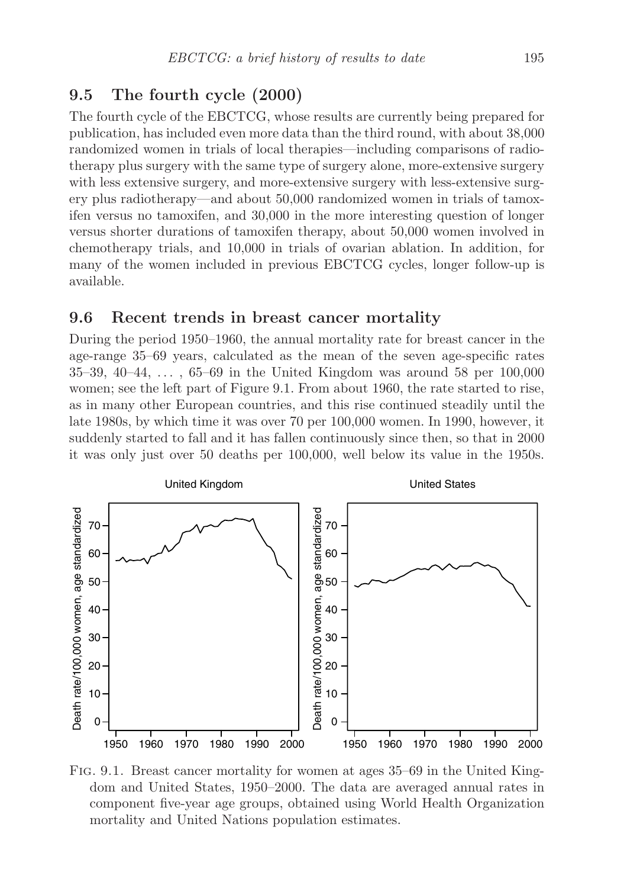## 9.5 The fourth cycle (2000)

The fourth cycle of the EBCTCG, whose results are currently being prepared for publication, has included even more data than the third round, with about 38,000 randomized women in trials of local therapies—including comparisons of radiotherapy plus surgery with the same type of surgery alone, more-extensive surgery with less extensive surgery, and more-extensive surgery with less-extensive surgery plus radiotherapy—and about 50,000 randomized women in trials of tamoxifen versus no tamoxifen, and 30,000 in the more interesting question of longer versus shorter durations of tamoxifen therapy, about 50,000 women involved in chemotherapy trials, and 10,000 in trials of ovarian ablation. In addition, for many of the women included in previous EBCTCG cycles, longer follow-up is available.

## 9.6 Recent trends in breast cancer mortality

During the period 1950–1960, the annual mortality rate for breast cancer in the age-range 35–69 years, calculated as the mean of the seven age-specific rates 35–39, 40–44, ... , 65–69 in the United Kingdom was around 58 per 100,000 women; see the left part of Figure 9.1. From about 1960, the rate started to rise, as in many other European countries, and this rise continued steadily until the late 1980s, by which time it was over 70 per 100,000 women. In 1990, however, it suddenly started to fall and it has fallen continuously since then, so that in 2000 it was only just over 50 deaths per 100,000, well below its value in the 1950s.

Fig. 9.1. Breast cancer mortality for women at ages 35–69 in the United Kingdom and United States, 1950–2000. The data are averaged annual rates in component five-year age groups, obtained using World Health Organization mortality and United Nations population estimates.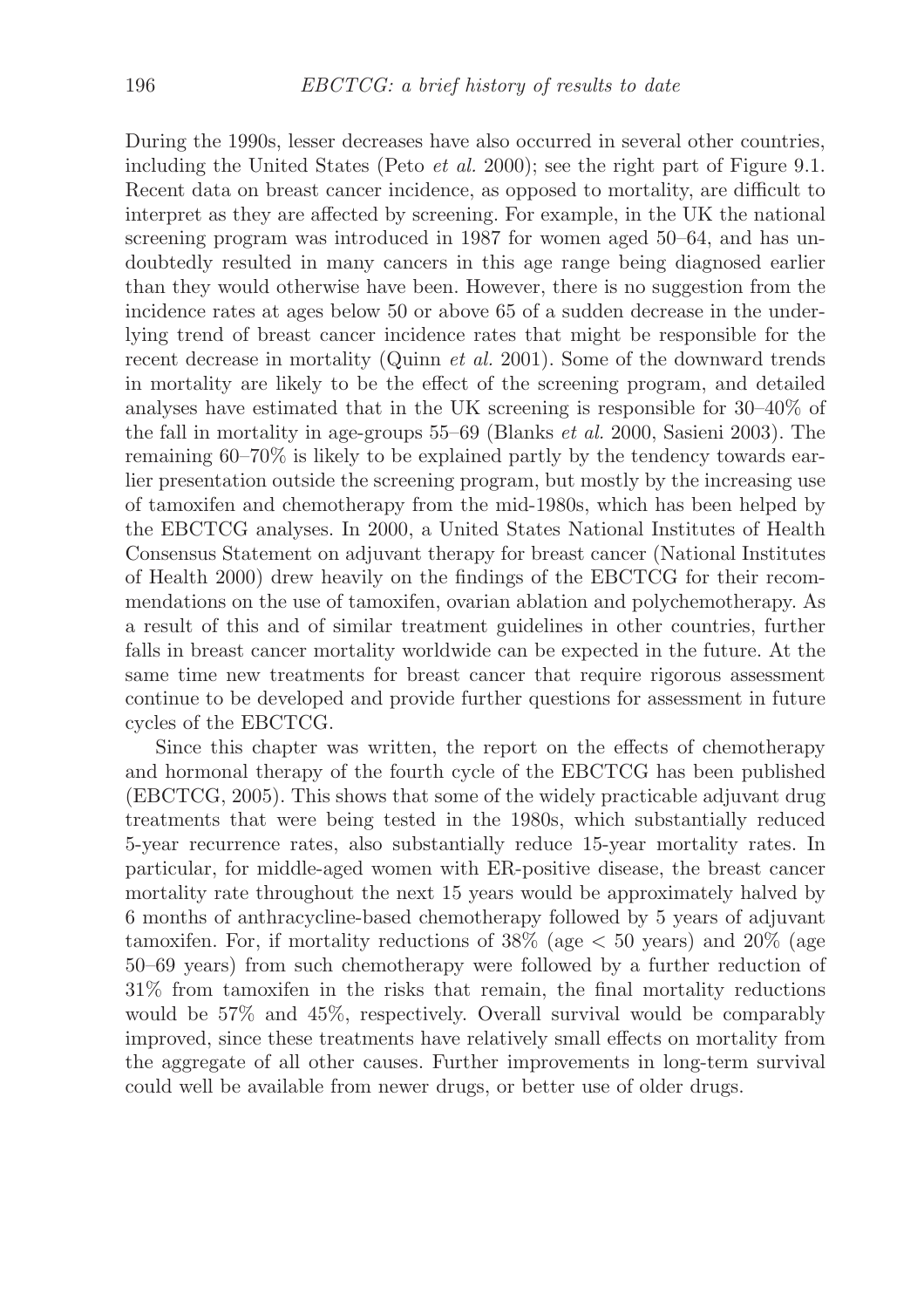During the 1990s, lesser decreases have also occurred in several other countries, including the United States (Peto *et al.* 2000); see the right part of Figure 9.1. Recent data on breast cancer incidence, as opposed to mortality, are difficult to interpret as they are affected by screening. For example, in the UK the national screening program was introduced in 1987 for women aged 50–64, and has undoubtedly resulted in many cancers in this age range being diagnosed earlier than they would otherwise have been. However, there is no suggestion from the incidence rates at ages below 50 or above 65 of a sudden decrease in the underlying trend of breast cancer incidence rates that might be responsible for the recent decrease in mortality (Quinn *et al.* 2001). Some of the downward trends in mortality are likely to be the effect of the screening program, and detailed analyses have estimated that in the UK screening is responsible for 30–40% of the fall in mortality in age-groups 55–69 (Blanks *et al.* 2000, Sasieni 2003). The remaining 60–70% is likely to be explained partly by the tendency towards earlier presentation outside the screening program, but mostly by the increasing use of tamoxifen and chemotherapy from the mid-1980s, which has been helped by the EBCTCG analyses. In 2000, a United States National Institutes of Health Consensus Statement on adjuvant therapy for breast cancer (National Institutes of Health 2000) drew heavily on the findings of the EBCTCG for their recommendations on the use of tamoxifen, ovarian ablation and polychemotherapy. As a result of this and of similar treatment guidelines in other countries, further falls in breast cancer mortality worldwide can be expected in the future. At the same time new treatments for breast cancer that require rigorous assessment continue to be developed and provide further questions for assessment in future cycles of the EBCTCG.

Since this chapter was written, the report on the effects of chemotherapy and hormonal therapy of the fourth cycle of the EBCTCG has been published (EBCTCG, 2005). This shows that some of the widely practicable adjuvant drug treatments that were being tested in the 1980s, which substantially reduced 5-year recurrence rates, also substantially reduce 15-year mortality rates. In particular, for middle-aged women with ER-positive disease, the breast cancer mortality rate throughout the next 15 years would be approximately halved by 6 months of anthracycline-based chemotherapy followed by 5 years of adjuvant tamoxifen. For, if mortality reductions of 38% (age $< 50$ years) and 20% (age 50–69 years) from such chemotherapy were followed by a further reduction of 31% from tamoxifen in the risks that remain, the final mortality reductions would be 57% and 45%, respectively. Overall survival would be comparably improved, since these treatments have relatively small effects on mortality from the aggregate of all other causes. Further improvements in long-term survival could well be available from newer drugs, or better use of older drugs.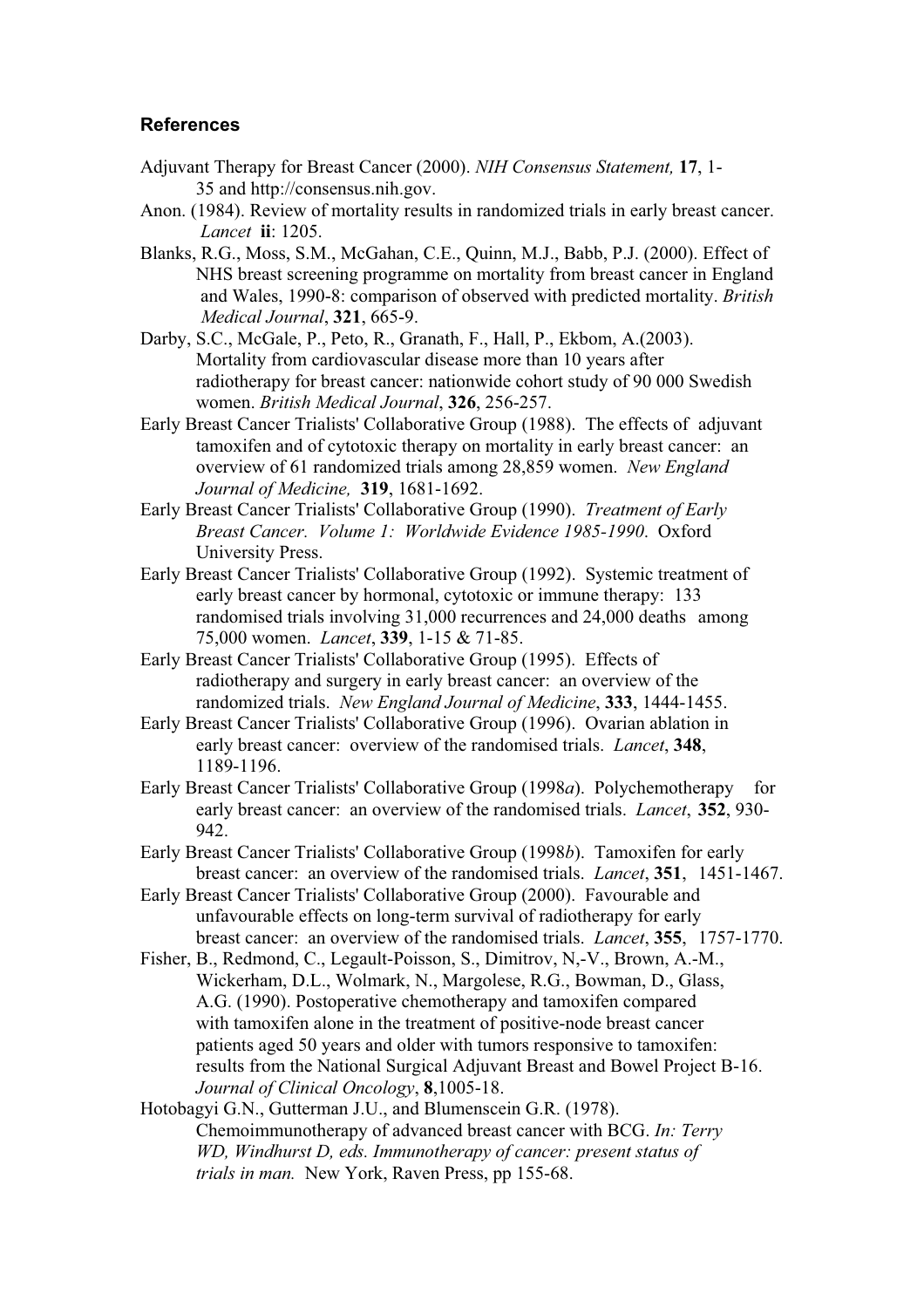## References

Adjuvant Therapy for Breast Cancer (2000). *NIH Consensus Statement,* **17**, 1-35 and http://consensus.nih.gov.

Anon. (1984). Review of mortality results in randomized trials in early breast cancer. *Lancet* **ii**: 1205.

Blanks, R.G., Moss, S.M., McGahan, C.E., Quinn, M.J., Babb, P.J. (2000). Effect of NHS breast screening programme on mortality from breast cancer in England and Wales, 1990-8: comparison of observed with predicted mortality. *British Medical Journal*, **321**, 665-9.

Darby, S.C., McGale, P., Peto, R., Granath, F., Hall, P., Ekbom, A.(2003). Mortality from cardiovascular disease more than 10 years after radiotherapy for breast cancer: nationwide cohort study of 90 000 Swedish women. *British Medical Journal*, **326**, 256-257.

Early Breast Cancer Trialists' Collaborative Group (1988). The effects of adjuvant tamoxifen and of cytotoxic therapy on mortality in early breast cancer: an overview of 61 randomized trials among 28,859 women. *New England Journal of Medicine,* **319**, 1681-1692.

Early Breast Cancer Trialists' Collaborative Group (1990). *Treatment of Early Breast Cancer. Volume 1: Worldwide Evidence 1985-1990*. Oxford University Press.

Early Breast Cancer Trialists' Collaborative Group (1992). Systemic treatment of early breast cancer by hormonal, cytotoxic or immune therapy: 133 randomised trials involving 31,000 recurrences and 24,000 deaths among 75,000 women. *Lancet*, **339**, 1-15 & 71-85.

Early Breast Cancer Trialists' Collaborative Group (1995). Effects of radiotherapy and surgery in early breast cancer: an overview of the randomized trials. *New England Journal of Medicine*, **333**, 1444-1455.

Early Breast Cancer Trialists' Collaborative Group (1996). Ovarian ablation in early breast cancer: overview of the randomised trials. *Lancet*, **348**, 1189-1196.

Early Breast Cancer Trialists' Collaborative Group (1998*a*). Polychemotherapy for early breast cancer: an overview of the randomised trials. *Lancet*, **352**, 930-942.

Early Breast Cancer Trialists' Collaborative Group (1998*b*). Tamoxifen for early breast cancer: an overview of the randomised trials. *Lancet*, **351**, 1451-1467.

Early Breast Cancer Trialists' Collaborative Group (2000). Favourable and unfavourable effects on long-term survival of radiotherapy for early breast cancer: an overview of the randomised trials. *Lancet*, **355**, 1757-1770.

Fisher, B., Redmond, C., Legault-Poisson, S., Dimitrov, N,-V., Brown, A.-M., Wickerham, D.L., Wolmark, N., Margolese, R.G., Bowman, D., Glass, A.G. (1990). Postoperative chemotherapy and tamoxifen compared with tamoxifen alone in the treatment of positive-node breast cancer patients aged 50 years and older with tumors responsive to tamoxifen: results from the National Surgical Adjuvant Breast and Bowel Project B-16. *Journal of Clinical Oncology*, **8**,1005-18.

Hotobagyi G.N., Gutterman J.U., and Blumenscein G.R. (1978). Chemoimmunotherapy of advanced breast cancer with BCG. *In: Terry WD, Windhurst D, eds. Immunotherapy of cancer: present status of trials in man.* New York, Raven Press, pp 155-68.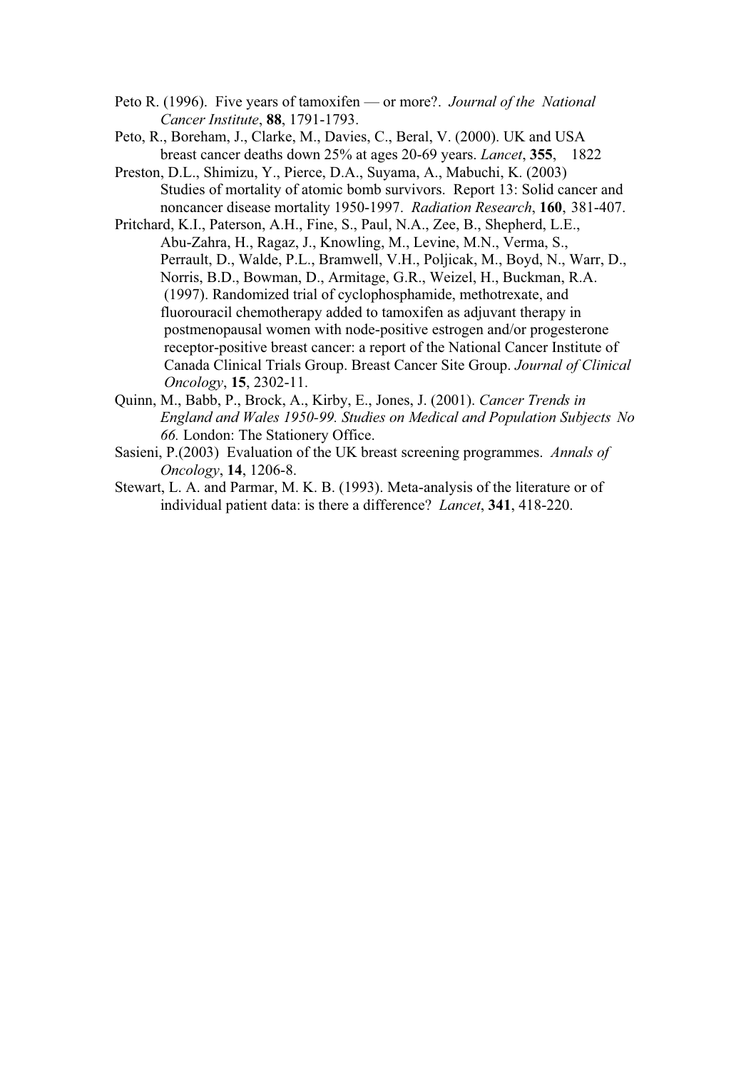Peto R. (1996). Five years of tamoxifen — or more?. *Journal of the National Cancer Institute*, **88**, 1791-1793.

Peto, R., Boreham, J., Clarke, M., Davies, C., Beral, V. (2000). UK and USA breast cancer deaths down 25% at ages 20-69 years. *Lancet*, **355**, 1822

Preston, D.L., Shimizu, Y., Pierce, D.A., Suyama, A., Mabuchi, K. (2003) Studies of mortality of atomic bomb survivors. Report 13: Solid cancer and noncancer disease mortality 1950-1997. *Radiation Research*, **160**, 381-407.

Pritchard, K.I., Paterson, A.H., Fine, S., Paul, N.A., Zee, B., Shepherd, L.E., Abu-Zahra, H., Ragaz, J., Knowling, M., Levine, M.N., Verma, S., Perrault, D., Walde, P.L., Bramwell, V.H., Poljicak, M., Boyd, N., Warr, D., Norris, B.D., Bowman, D., Armitage, G.R., Weizel, H., Buckman, R.A. (1997). Randomized trial of cyclophosphamide, methotrexate, and fluorouracil chemotherapy added to tamoxifen as adjuvant therapy in postmenopausal women with node-positive estrogen and/or progesterone receptor-positive breast cancer: a report of the National Cancer Institute of Canada Clinical Trials Group. Breast Cancer Site Group. *Journal of Clinical Oncology*, **15**, 2302-11.

Quinn, M., Babb, P., Brock, A., Kirby, E., Jones, J. (2001). *Cancer Trends in England and Wales 1950-99. Studies on Medical and Population Subjects No 66.* London: The Stationery Office.

Sasieni, P.(2003) Evaluation of the UK breast screening programmes. *Annals of Oncology*, **14**, 1206-8.

Stewart, L. A. and Parmar, M. K. B. (1993). Meta-analysis of the literature or of individual patient data: is there a difference? *Lancet*, **341**, 418-220.